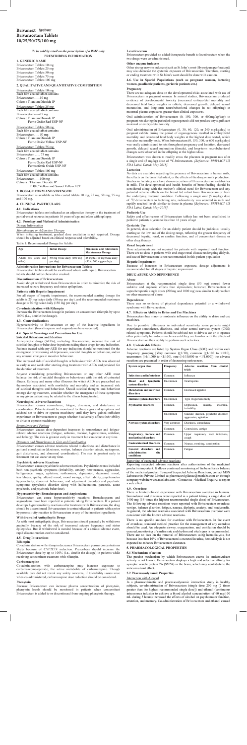# Brivanext ब्रिवानेक्स्ट
# Brivaracetam Tablets
# 10/25/50/75/100 mg

*To be sold by retail on the prescription of a RMP only*

**PRESCRIBING INFORMATION**

## 1. GENERIC NAME

Brivaracetam Tablets 10 mg
Brivaracetam Tablets 25 mg
Brivaracetam Tablets 50 mg
Brivaracetam Tablets 75 mg
Brivaracetam Tablets 100 mg

## 2. QUALITATIVE AND QUANTITATIVE COMPOSITION

Brivaracetam Tablets 10 mg
Each film coated tablet contains
Brivaracetam------10 mg
Colors : Titanium Dioxide IP

Brivaracetam Tablets 25 mg
Each film coated tablet contains
Brivaracetam------25 mg
Colors : Titanium Dioxide IP
Ferric Oxide Red USP-NF

Brivaracetam Tablets 50 mg
Each film coated tablet contains
Brivaracetam …. 50 mg
Colors : Titanium Dioxide IP
Ferric Oxide Yellow USP-NF

Brivaracetam Tablets 75 mg
Each film coated tablet contains
Brivaracetam …… 75 mg
Colors : Titanium Dioxide IP
Ferric Oxide Red USP-NF
Ferrosoferric Oxide USP-NF

Brivaracetam Tablets 100 mg
Each film coated tablet contains
Brivaracetam------100 mg
Colours : Titanium Dioxide IP
FD&C Yellow and Sunset Yellow FCF

## 3. DOSAGE FORM AND STRENGTH

Brivaracetam is available as film coated tablets 10 mg, 25 mg, 50 mg, 75 mg and 100 mg.

## 4. CLINICAL PARTICULARS

### 4.1. Indications

Brivaracetam tablets are indicated as an adjunctive therapy in the treatment of partial-onset seizures in patients 16 years of age and older with epilepsy.

### 4.2. Posology and Method of Administration

Dosage Information

*Monotherapy or Adjunctive Therapy*

When initiating treatment, gradual dose escalation is not required. Dosage should be adjusted based on clinical response and tolerability.

Table 1: Recommended Dosage for Adults

| Age | Initial Dosage | Minimum and Maximum Maintenance Dosage |
|---|---|---|
| Adults (16 years and older) | 50 mg twice daily (100 mg per day) | 25 mg to 100 mg twice daily (50 to 200 mg per day) |

**Administration Instructions for Brivaracetam Tablets**

Brivaracetam tablets should be swallowed whole with liquid. Brivaracetam tablets should not be chewed or crushed.

**Discontinuation of Brivaracetam**

Avoid abrupt withdrawal from Brivaracetam in order to minimize the risk of increased seizure frequency and status epilepticus.

**Patients with Hepatic Impairment**

For all stages of hepatic impairment, the recommended starting dosage for adults is 25 mg twice daily (50 mg per day), and the recommended maximum dosage is 75 mg twice daily (150 mg per day).

**Co-administration with Rifampin**

Increase the Brivaracetam dosage in patients on concomitant rifampin by up to 100% (i.e., double the dosage).

### 4.3. Contraindications

Hypersensitivity to Brivaracetam or any of the inactive ingredients in Brivaracetam (bronchospasm and angioedema have occurred).

### 4.4. Special Warnings and Precautions for Use

**Suicidal Behaviour and Ideation**

Antiepileptic drugs (AEDs), including Brivaracetam, increase the risk of suicidal thoughts or behavior in patients taking these drugs for any indication. Patients treated with any AED for any indication should be monitored for the emergence or worsening of depression, suicidal thoughts or behaviour, and/or any unusual changes in mood or behaviour.

The increased risk of suicidal thoughts or behaviour with AEDs was observed as early as one week after starting drug treatment with AEDs and persisted for the duration of treatment.

Anyone considering prescribing Brivaracetam or any other AED must balance the risk of suicidal thoughts or behaviours with the risk of untreated illness. Epilepsy and many other illnesses for which AEDs are prescribed are themselves associated with morbidity and mortality and an increased risk of suicidal thoughts and behaviour. Should suicidal thoughts and behaviour emerge during treatment, consider whether the emergence of these symptoms in any given patient may be related to the illness being treated.

**Neurological Adverse Reactions**

Brivaracetam causes somnolence, fatigue, dizziness, and disturbance in coordination. Patients should be monitored for these signs and symptoms and advised not to drive or operate machinery until they have gained sufficient experience on Brivaracetam to gauge whether it adversely affects their ability to drive or operate machinery.

*Somnolence and Fatigue*

Brivaracetam causes dose-dependent increases in somnolence and fatigue-related adverse reactions (fatigue, asthenia, malaise, hypersomnia, sedation, and lethargy. The risk is greatest early in treatment but can occur at any time.

*Dizziness and Disturbance in Gait and Coordination*

Brivaracetam causes adverse reactions related to dizziness and disturbance in gait and coordination (dizziness, vertigo, balance disorder, ataxia, nystagmus, gait disturbance, and abnormal coordination). The risk is greatest early in treatment but can occur at any time.

**Psychiatric Adverse Reactions**

Brivaracetam causes psychiatric adverse reactions. Psychiatric events included both non-psychotic symptoms (irritability, anxiety, nervousness, aggression, belligerence, anger, agitation, restlessness, depression, depressed mood, tearfulness, apathy, altered mood, mood swings, affect lability, psychomotor hyperactivity, abnormal behaviour, and adjustment disorder) and psychotic symptoms (psychotic disorder along with hallucination, paranoia, acute psychosis, and psychotic behaviour).

**Hypersensitivity: Bronchospasm and Angioedema**

Brivaracetam can cause hypersensitivity reactions. Bronchospasm and angioedema have been reported in patients taking Brivaracetam. If a patient develops hypersensitivity reactions after treatment with Brivaracetam, the drug should be discontinued. Brivaracetam is contraindicated in patients with a prior hypersensitivity reaction to Brivaracetam or any of the inactive ingredients.

**Withdrawal of Antiepileptic Drugs**

As with most antiepileptic drugs, Brivaracetam should generally be withdrawn gradually because of the risk of increased seizure frequency and status epilepticus. But if withdrawal is needed because of a serious adverse event, rapid discontinuation can be considered.

### 4.5. Drug Interactions

**Rifampin**

Co-administration with rifampin decreases Brivaracetam plasma concentrations likely because of CYP2C19 induction. Prescribers should increase the Brivaracetam dose by up to 100% (i.e., double the dosage) in patients while receiving concomitant treatment with rifampin.

**Carbamazepine**

Co-administration with carbamazepine may increase exposure to carbamazepine-epoxide, the active metabolite of carbamazepine. Though available data did not reveal any safety concerns, if tolerability issues arise when co-administered, carbamazepine dose reduction should be considered.

**Phenytoin**

Because Brivaracetam can increase plasma concentrations of phenytoin, phenytoin levels should be monitored in patients when concomitant Brivaracetam is added to or discontinued from ongoing phenytoin therapy.

**Levetiracetam**

Brivaracetam provided no added therapeutic benefit to levetiracetam when the two drugs were co-administered.

**Other enzyme inducers**

Other strong enzyme inducers (such as St John's wort (Hypericum perforatum)) may also decrease the systemic exposure of Brivaracetam. Therefore, starting or ending treatment with St John's wort should be done with caution.

### 4.6. Use in Special Populations (such as pregnant women, lactating women, paediatric patients, geriatric patients etc.)

**Pregnancy**

There are no adequate data on the developmental risks associated with use of Brivaracetam in pregnant women. In animal studies, Brivaracetam produced evidence of developmental toxicity (increased embryofetal mortality and decreased fetal body weights in rabbits; decreased growth, delayed sexual maturation, and long-term neurobehavioral changes in rat offspring) at maternal plasma exposures greater than clinical exposures.

Oral administration of Brivaracetam (0, 150, 300, or 600mg/kg/day) to pregnant rats during the period of organogenesis did not produce any significant maternal or embryofetal toxicity.

Oral administration of Brivaracetam (0, 30, 60, 120, or 240 mg/kg/day) to pregnant rabbits during the period of organogenesis resulted in embryofetal mortality and decreased fetal body weights at the highest dose tested, which was also maternally toxic. When brivaracetam (0, 150, 300, or 600 mg/kg/day) was orally administered to rats throughout pregnancy and lactation, decreased growth, delayed sexual maturation (female), and long-term neurobehavioral changes were observed in the offspring at the highest dose.

Brivaracetam was shown to readily cross the placenta in pregnant rats after a single oral (5 mg/kg) dose of $^{14}C$-brivaracetam. *[Reference: BRIVIACT US FDA Label. Dated: May 2018]*

**Lactation**

No data are available regarding the presence of Brivaracetam in human milk, the effects on the breastfed infant, or the effects of the drug on milk production. Studies in lactating rats have shown excretion of Brivaracetam or metabolites in milk. The developmental and health benefits of breastfeeding should be considered along with the mother's clinical need for Brivaracetam and any potential adverse effects on the breast fed infant from Brivaracetam or from the underlying maternal condition. Following a single oral (5 mg/kg) dose of $^{14}C$-brivaracetam to lactating rats, radioactivity was secreted in milk and rapidly reached levels similar to those in plasma. *[Reference: BRIVIACT US FDA Label. Dated: May-2018]*

**Pediatric Use**

Safety and effectiveness of Brivaracetam tablets has not been established in pediatric patients 4 years to less than 16 years of age

**Geriatric Use**

In general, dose selection for an elderly patient should be judicious, usually starting at the low end of the dosing range, reflecting the greater frequency of decreased hepatic, renal, or cardiac function, and of concomitant disease or other drug therapy.

**Renal Impairment**

Dose adjustments are not required for patients with impaired renal function. There are no data in patients with end-stage renal disease undergoing dialysis, and use of Brivaracetam is not recommended in this patient population

**Hepatic Impairment**

Because of increases in Brivaracetam exposure, dosage adjustment is recommended for all stages of hepatic impairment.

**DRUG ABUSE AND DEPENDENCE**

**Abuse**

Brivaracetam at the recommended single dose (50 mg) caused fewer sedative and euphoric effects than alprazolam; however, Brivaracetam at supratherapeutic single doses (200mg and 1000 mg) was similar to alprazolam on other measures of abuse.

**Dependence**

There was no evidence of physical dependence potential or a withdrawal syndrome with Brivaracetam.

### 4.7. Effects on Ability to Drive and Use Machines

Brivaracetam has minor or moderate influence on the ability to drive and use machines.

Due to possible differences in individual sensitivity some patients might experience somnolence, dizziness, and other central nervous system (CNS) related symptoms. Patients should be advised not to drive a car or to operate other potentially hazardous machines until they are familiar with the effects of Brivaracetam on their ability to perform such activities.

### 4.8. Undesirable Effects

Adverse reactions are listed by System Organ Class (SOC) and within each frequency grouping [Very common (≥1/10), common (≥1/100 to <1/10), uncommon (≥1/1,000 to <1/100), rare (≥1/10,000 to <1/1,000)] the adverse reactions are presented in order of decreasing seriousness.

| System organ class | Frequency | Adverse reactions from clinical trials |
|---|---|---|
| Infections and infestations | Common | Influenza |
| Blood and lymphatic system disorders | Uncommon | Neutropenia |
| Metabolism and nutrition disorders | Common | Decreased appetite |
| Immune system disorders | Uncommon | Type I hypersensitivity |
| Psychiatric disorders | Common | Depression, anxiety, insomnia, irritability |
| | Uncommon | Suicidal ideation, psychotic disorder, aggression, agitation |
| Nervous system disorders | Very common | Dizziness, somnolence |
| | Common | Convulsion, vertigo |
| Respiratory, thoracic and mediastinal disorders | Common | Upper respiratory tract infections, cough |
| Gastrointestinal disorders | Common | Nausea, vomiting, constipation |
| General disorders and administration site conditions | Common | Fatigue |

Reporting of suspected adverse reactions

Reporting suspected adverse reactions after authorisation of the medicinal product is important. It allows continued monitoring of the benefit/risk balance of the medicinal product. To report Suspected Adverse Reactions, contact MSN Laboratories Private Limited at pharmacovigilance@msnlabs.com or through company website www.msnlabs.com->Contact us->Medical Enquiry/ to report a side effect.

### 4.9. Overdose

There is limited clinical experience with Brivaracetam overdose in humans. Somnolence and dizziness were reported in a patient taking a single dose of 1400 mg (14 times the highest recommended single dose) of Brivaracetam. The following adverse reactions were reported with Brivaracetam overdose: vertigo, balance disorder, fatigue, nausea, diplopia, anxiety, and bradycardia. In general, the adverse reactions associated with Brivaracetam overdose were consistent with the known adverse reactions.

There is no specific antidote for overdose with Brivaracetam. In the event of overdose, standard medical practice for the management of any overdose should be used. An adequate airway, oxygenation, and ventilation should be ensured; monitoring of cardiac rate and rhythm and vital signs is recommended. There are no data on the removal of Brivaracetam using hemodialysis, but because less than 10% of Brivaracetam is excreted in urine, hemodialysis is not expected to enhance Brivaracetam clearance.

## 5. PHARMACOLOGICAL PROPERTIES

### 5.1 Mechanism of action

The precise mechanism by which Brivaracetam exerts its anticonvulsant activity is not known. Brivaracetam displays a high and selective affinity for synaptic vesicle protein 2A (SV2A) in the brain, which may contribute to the anticonvulsant effect.

### 5.2 Pharmacodynamic Properties

Interaction with Alcohol

In a pharmacokinetic and pharmacodynamic interaction study in healthy subjects, co-administration of Brivaracetam (single dose 200 mg [2 times greater than the highest recommended single dose]) and ethanol (continuous intravenous infusion to achieve a blood alcohol concentration of 60 mg/100 mL during 5 hours) increased the effects of alcohol on psychomotor function, attention, and memory. Co-administration of Brivaracetam and ethanol caused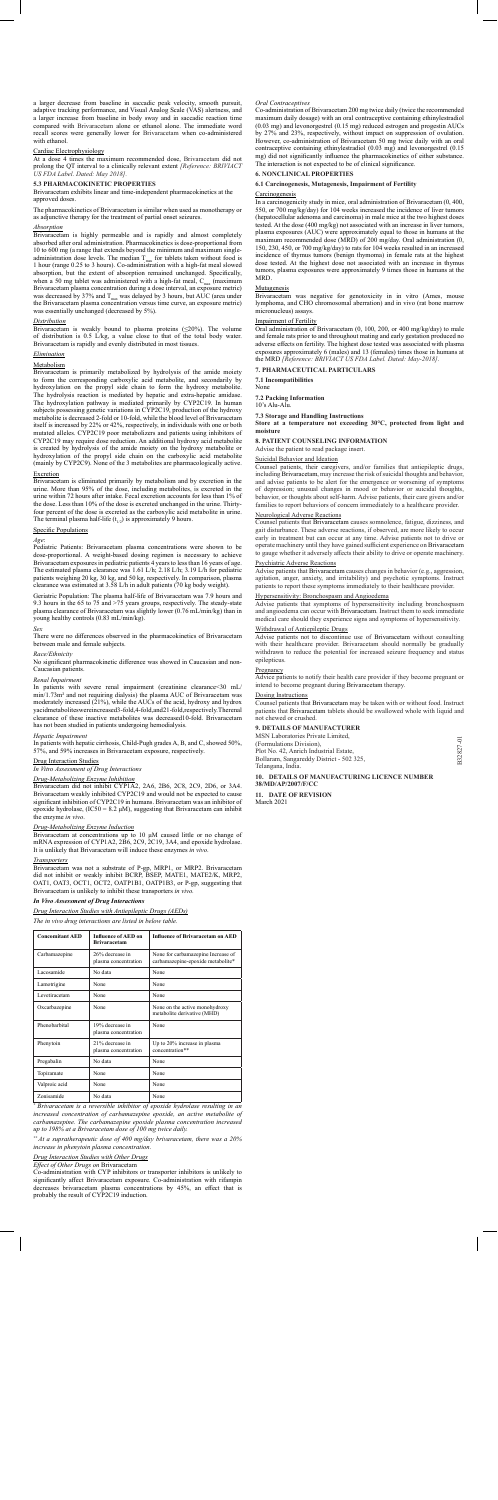a larger decrease from baseline in saccadic peak velocity, smooth pursuit, adaptive tracking performance, and Visual Analog Scale (VAS) alertness, and a larger increase from baseline in body sway and in saccadic reaction time compared with Brivacetam alone or ethanol alone. The immediate word recall scores were generally lower for Brivacetam when co-administered with ethanol.

Cardiac Electrophysiology

At a dose 4 times the maximum recommended dose, Brivacetam did not prolong the QT interval to a clinically relevant extent *[Reference: BRIVIACT US FDA Label. Dated: May 2018]*.

### 5.3 PHARMACOKINETIC PROPERTIES

Brivaracetam exhibits linear and time-independent pharmacokinetics at the approved doses.

The pharmacokinetics of Brivaracetam is similar when used as monotherapy or as adjunctive therapy for the treatment of partial onset seizures.

*Absorption*

Brivaracetam is highly permeable and is rapidly and almost completely absorbed after oral administration. Pharmacokinetics is dose-proportional from 10 to 600 mg (a range that extends beyond the minimum and maximum single-administration dose levels. The median $T_{max}$ for tablets taken without food is 1 hour (range 0.25 to 3 hours). Co-administration with a high-fat meal slowed absorption, but the extent of absorption remained unchanged. Specifically, when a 50 mg tablet was administered with a high-fat meal, $C_{max}$ (maximum Brivaracetam plasma concentration during a dose interval, an exposure metric) was decreased by 37% and $T_{max}$ was delayed by 3 hours, but AUC (area under the Brivaracetam plasma concentration versus time curve, an exposure metric) was essentially unchanged (decreased by 5%).

*Distribution*

Brivaracetam is weakly bound to plasma proteins (≤20%). The volume of distribution is 0.5 L/kg, a value close to that of the total body water. Brivaracetam is rapidly and evenly distributed in most tissues.

*Elimination*

Metabolism

Brivaracetam is primarily metabolized by hydrolysis of the amide moiety to form the corresponding carboxylic acid metabolite, and secondarily by hydroxylation on the propyl side chain to form the hydroxy metabolite. The hydrolysis reaction is mediated by hepatic and extra-hepatic amidase. The hydroxylation pathway is mediated primarily by CYP2C19. In human subjects possessing genetic variations in CYP2C19, production of the hydroxy metabolite is decreased 2-fold or 10-fold, while the blood level of Brivaracetam itself is increased by 22% or 42%, respectively, in individuals with one or both mutated alleles. CYP2C19 poor metabolizers and patients using inhibitors of CYP2C19 may require dose reduction. An additional hydroxy acid metabolite is created by hydrolysis of the amide moiety on the hydroxy metabolite or hydroxylation of the propyl side chain on the carboxylic acid metabolite (mainly by CYP2C9). None of the 3 metabolites are pharmacologically active.

Excretion

Brivaracetam is eliminated primarily by metabolism and by excretion in the urine. More than 95% of the dose, including metabolites, is excreted in the urine within 72 hours after intake. Fecal excretion accounts for less than 1% of the dose. Less than 10% of the dose is excreted unchanged in the urine. Thirty-four percent of the dose is excreted as the carboxylic acid metabolite in urine. The terminal plasma half-life ($t_{1/2}$) is approximately 9 hours.

*Specific Populations*

*Age:*

Pediatric Patients: Brivaracetam plasma concentrations were shown to be dose-proportional. A weight-based dosing regimen is necessary to achieve Brivaracetam exposures in pediatric patients 4 years to less than 16 years of age. The estimated plasma clearance was 1.61 L/h; 2.18 L/h; 3.19 L/h for pediatric patients weighing 20 kg, 30 kg, and 50 kg, respectively. In comparison, plasma clearance was estimated at 3.58 L/h in adult patients (70 kg body weight).

Geriatric Population: The plasma half-life of Brivaracetam was 7.9 hours and 9.3 hours in the 65 to 75 and >75 years groups, respectively. The steady-state plasma clearance of Brivaracetam was slightly lower (0.76 mL/min/kg) than in young healthy controls (0.83 mL/min/kg).

*Sex:*

There were no differences observed in the pharmacokinetics of Brivaracetam between male and female subjects.

*Race/Ethnicity*

No significant pharmacokinetic difference was showed in Caucasian and non-Caucasian patients.

*Renal Impairment*

In patients with severe renal impairment (creatinine clearance<30 mL/min/1.73m² and not requiring dialysis) the plasma AUC of Brivaracetam was moderately increased (21%), while the AUCs of the acid, hydroxy and hydroxy acid metabolites were increased 3-fold, 4-fold, and 21-fold, respectively. The renal clearance of these inactive metabolites was decreased 10-fold. Brivaracetam has not been studied in patients undergoing hemodialysis.

*Hepatic Impairment*

In patients with hepatic cirrhosis, Child-Pugh grades A, B, and C, showed 50%, 57%, and 59% increases in Brivaracetam exposure, respectively.

*Drug Interaction Studies*

*In Vitro Assessment of Drug Interactions*

*Drug-Metabolizing Enzyme Inhibition*

Brivaracetam did not inhibit CYP1A2, 2A6, 2B6, 2C8, 2C9, 2D6, or 3A4. Brivaracetam weakly inhibited CYP2C19 and would not be expected to cause significant inhibition of CYP2C19 in humans. Brivaracetam was an inhibitor of epoxide hydrolase, (IC50 = 8.2 µM), suggesting that Brivaracetam can inhibit the enzyme *in vivo*.

*Drug-Metabolizing Enzyme Induction*

Brivaracetam at concentrations up to 10 µM caused little or no change of mRNA expression of CYP1A2, 2B6, 2C9, 2C19, 3A4, and epoxide hydrolase. It is unlikely that Brivaracetam will induce these enzymes *in vivo*.

*Transporters*

Brivaracetam was not a substrate of P-gp, MRP1, or MRP2. Brivaracetam did not inhibit or weakly inhibit BCRP, BSEP, MATE1, MATE2/K, MRP2, OAT1, OAT3, OCT1, OCT2, OATP1B1, OATP1B3, or P-gp, suggesting that Brivaracetam is unlikely to inhibit these transporters *in vivo*.

***In Vivo Assessment of Drug Interactions***

*Drug Interaction Studies with Antiepileptic Drugs (AEDs)*

*The in vivo drug interactions are listed in below table.*

| Concomitant AED | Influence of AED on Brivaracetam | Influence of Brivaracetam on AED |
|---|---|---|
| Carbamazepine | 26% decrease in plasma concentration | None for carbamazepine Increase of carbamazepine-epoxide metabolite* |
| Lacosamide | No data | None |
| Lamotrigine | None | None |
| Levetiracetam | None | None |
| Oxcarbazepine | None | None on the active monohydroxy metabolite derivative (MHD) |
| Phenobarbital | 19% decrease in plasma concentration | None |
| Phenytoin | 21% decrease in plasma concentration | Up to 20% increase in plasma concentration** |
| Pregabalin | No data | None |
| Topiramate | None | None |
| Valproic acid | None | None |
| Zonisamide | No data | None |

*\* Brivaracetam is a reversible inhibitor of epoxide hydrolase resulting in an increased concentration of carbamazepine epoxide, an active metabolite of carbamazepine. The carbamazepine epoxide plasma concentration increased up to 198% at a Brivaracetam dose of 100 mg twice daily.*

*\*\* At a supratherapeutic dose of 400 mg/day brivaracetam, there was a 20% increase in phenytoin plasma concentration.*

*Drug Interaction Studies with Other Drugs*

*Effect of Other Drugs on Brivaracetam*

Co-administration with CYP inhibitors or transporter inhibitors is unlikely to significantly affect Brivaracetam exposure. Co-administration with rifampin decreases brivaracetam plasma concentrations by 45%, an effect that is probably the result of CYP2C19 induction.

*Oral Contraceptives*

Co-administration of Brivaracetam 200 mg twice daily (twice the recommended maximum daily dosage) with an oral contraceptive containing ethinylestradiol (0.03 mg) and levonorgestrel (0.15 mg) reduced estrogen and progestin AUCs by 27% and 23%, respectively, without impact on suppression of ovulation. However, co-administration of Brivaracetam 50 mg twice daily with an oral contraceptive containing ethinylestradiol (0.03 mg) and levonorgestrel (0.15 mg) did not significantly influence the pharmacokinetics of either substance. The interaction is not expected to be of clinical significance.

## 6. NONCLINICAL PROPERTIES

### 6.1 Carcinogenesis, Mutagenesis, Impairment of Fertility

Carcinogenesis

In a carcinogenicity study in mice, oral administration of Brivaracetam (0, 400, 550, or 700 mg/kg/day) for 104 weeks increased the incidence of liver tumors (hepatocellular adenoma and carcinoma) in male mice at the two highest doses tested. At the dose (400 mg/kg) not associated with an increase in liver tumors, plasma exposures (AUC) were approximately equal to those in humans at the maximum recommended dose (MRD) of 200 mg/day. Oral administration (0, 150, 230, 450, or 700 mg/kg/day) to rats for 104 weeks resulted in an increased incidence of thymus tumors (benign thymoma) in female rats at the highest dose tested. At the highest dose not associated with an increase in thymus tumors, plasma exposures were approximately 9 times those in humans at the MRD.

Mutagenesis

Brivaracetam was negative for genotoxicity in in vitro (Ames, mouse lymphoma, and CHO chromosomal aberration) and in vivo (rat bone marrow micronucleus) assays.

Impairment of Fertility

Oral administration of Brivaracetam (0, 100, 200, or 400 mg/kg/day) to male and female rats prior to and throughout mating and early gestation produced no adverse effects on fertility. The highest dose tested was associated with plasma exposures approximately 6 (males) and 13 (females) times those in humans at the MRD *[Reference: BRIVIACT US FDA Label. Dated: May-2018]*.

## 7. PHARMACEUTICAL PARTICULARS

### 7.1 Incompatibilities

None

### 7.2 Packing Information

10's Alu-Alu.

### 7.3 Storage and Handling Instructions

**Store at a temperature not exceeding 30°C, protected from light and moisture**

## 8. PATIENT COUNSELING INFORMATION

Advise the patient to read package insert.

Suicidal Behavior and Ideation

Counsel patients, their caregivers, and/or families that antiepileptic drugs, including Brivaracetam, may increase the risk of suicidal thoughts and behavior, and advise patients to be alert for the emergence or worsening of symptoms of depression; unusual changes in mood or behavior or suicidal thoughts, behavior, or thoughts about self-harm. Advise patients, their care givers and/or families to report behaviors of concern immediately to a healthcare provider.

Neurological Adverse Reactions

Counsel patients that Brivaracetam causes somnolence, fatigue, dizziness, and gait disturbance. These adverse reactions, if observed, are more likely to occur early in treatment but can occur at any time. Advise patients not to drive or operate machinery until they have gained sufficient experience on Brivaracetam to gauge whether it adversely affects their ability to drive or operate machinery.

Psychiatric Adverse Reactions

Advise patients that Brivaracetam causes changes in behavior (e.g., aggression, agitation, anger, anxiety, and irritability) and psychotic symptoms. Instruct patients to report these symptoms immediately to their healthcare provider.

Hypersensitivity: Bronchospasm and Angioedema

Advise patients that symptoms of hypersensitivity including bronchospasm and angioedema can occur with Brivaracetam. Instruct them to seek immediate medical care should they experience signs and symptoms of hypersensitivity.

Withdrawal of Antiepileptic Drugs

Advise patients not to discontinue use of Brivaracetam without consulting with their healthcare provider. Brivaracetam should normally be gradually withdrawn to reduce the potential for increased seizure frequency and status epilepticus.

Pregnancy

Advice patients to notify their health care provider if they become pregnant or intend to become pregnant during Brivaracetam therapy.

Dosing Instructions

Counsel patients that Brivaracetam may be taken with or without food. Instruct patients that Brivaracetam tablets should be swallowed whole with liquid and not chewed or crushed.

## 9. DETAILS OF MANUFACTURER

MSN Laboratories Private Limited,
(Formulations Division),
Plot No. 42, Anrich Industrial Estate,
Bollarum, Sangareddy District - 502 325,
Telangana, India.

## 10. DETAILS OF MANUFACTURING LICENCE NUMBER

38/MD/AP/2007/F/CC

## 11. DATE OF REVISION

March 2021

B32827-01